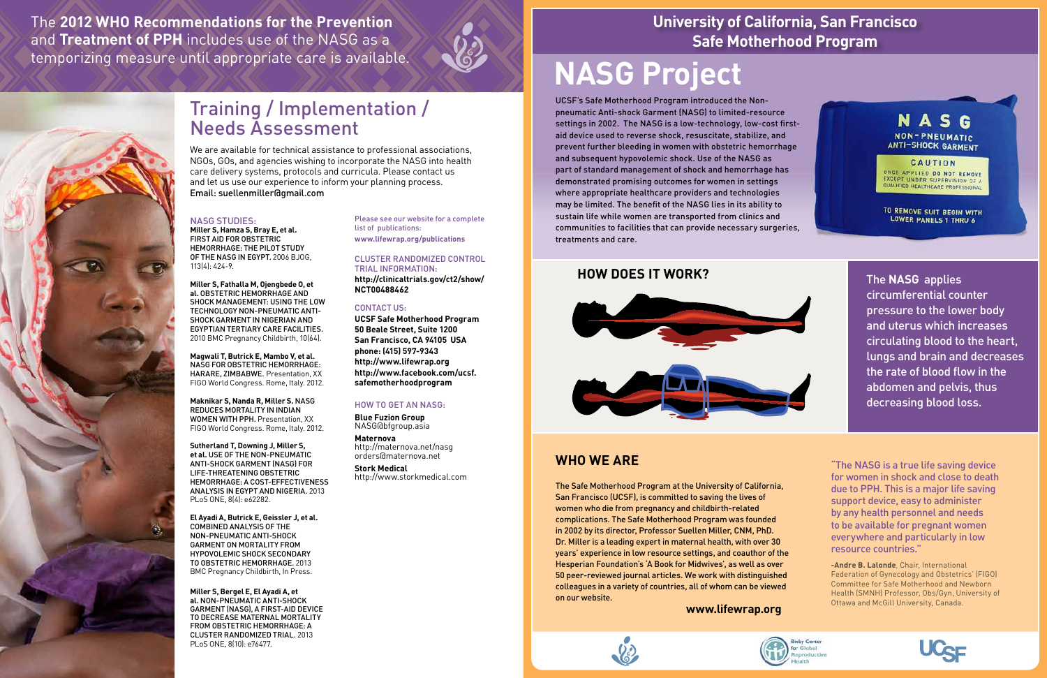The **2012 WHO Recommendations for the Prevention** and **Treatment of PPH** includes use of the NASG as a temporizing measure until appropriate care is available.

## Training / Implementation / Needs Assessment

We are available for technical assistance to professional associations, NGOs, GOs, and agencies wishing to incorporate the NASG into health care delivery systems, protocols and curricula. Please contact us and let us use our experience to inform your planning process. Email: suellenmiller@gmail.com

### NASG STUDIES:

**Miller S, Hamza S, Bray E, et al.** FIRST AID FOR OBSTETRIC HEMORRHAGE: THE PILOT STUDY OF THE NASG IN EGYPT. 2006 BJOG, 113(4): 424-9.

**Miller S, Fathalla M, Ojengbede O, et al.** OBSTETRIC HEMORRHAGE AND SHOCK MANAGEMENT: USING THE LOW TECHNOLOGY NON-PNEUMATIC ANTI-SHOCK GARMENT IN NIGERIAN AND EGYPTIAN TERTIARY CARE FACILITIES. 2010 BMC Pregnancy Childbirth, 10(64).

**Magwali T, Butrick E, Mambo V, et al.** NASG FOR OBSTETRIC HEMORRHAGE: HARARE, ZIMBABWE. Presentation, XX FIGO World Congress. Rome, Italy. 2012.

**Maknikar S, Nanda R, Miller S.** NASG REDUCES MORTALITY IN INDIAN WOMEN WITH PPH. Presentation, XX FIGO World Congress. Rome, Italy. 2012.

**Sutherland T, Downing J, Miller S, et al.** USE OF THE NON-PNEUMATIC ANTI-SHOCK GARMENT (NASG) FOR LIFE-THREATENING OBSTETRIC HEMORRHAGE: A COST-EFFECTIVENESS ANALYSIS IN EGYPT AND NIGERIA. 2013 PLoS ONE, 8(4): e62282.

**El Ayadi A, Butrick E, Geissler J, et al.** COMBINED ANALYSIS OF THE NON-PNEUMATIC ANTI-SHOCK GARMENT ON MORTALITY FROM HYPOVOLEMIC SHOCK SECONDARY TO OBSTETRIC HEMORRHAGE. 2013 BMC Pregnancy Childbirth, In Press.

**Miller S, Bergel E, El Ayadi A, et al.** NON-PNEUMATIC ANTI-SHOCK GARMENT (NASG), A FIRST-AID DEVICE TO DECREASE MATERNAL MORTALITY FROM OBSTETRIC HEMORRHAGE: A CLUSTER RANDOMIZED TRIAL. 2013 PLoS ONE, 8(10): e76477.

Please see our website for a complete list of publications:
**www.lifewrap.org/publications**

### CLUSTER RANDOMIZED CONTROL TRIAL INFORMATION:

**http://clinicaltrials.gov/ct2/show/NCT00488462**

### CONTACT US:

**UCSF Safe Motherhood Program**
**50 Beale Street, Suite 1200**
**San Francisco, CA 94105 USA**
**phone: (415) 597-9343**
**http://www.lifewrap.org**
**http://www.facebook.com/ucsf.safemotherhoodprogram**

### HOW TO GET AN NASG:

**Blue Fuzion Group**
NASG@bfgroup.asia

**Maternova**
http://maternova.net/nasg
orders@maternova.net

**Stork Medical**
http://www.storkmedical.com

## University of California, San Francisco Safe Motherhood Program

# NASG Project

UCSF's Safe Motherhood Program introduced the Non-pneumatic Anti-shock Garment (NASG) to limited-resource settings in 2002. The NASG is a low-technology, low-cost first-aid device used to reverse shock, resuscitate, stabilize, and prevent further bleeding in women with obstetric hemorrhage and subsequent hypovolemic shock. Use of the NASG as part of standard management of shock and hemorrhage has demonstrated promising outcomes for women in settings where appropriate healthcare providers and technologies may be limited. The benefit of the NASG lies in its ability to sustain life while women are transported from clinics and communities to facilities that can provide necessary surgeries, treatments and care.

## HOW DOES IT WORK?

The **NASG** applies circumferential counter pressure to the lower body and uterus which increases circulating blood to the heart, lungs and brain and decreases the rate of blood flow in the abdomen and pelvis, thus decreasing blood loss.

## WHO WE ARE

The Safe Motherhood Program at the University of California, San Francisco (UCSF), is committed to saving the lives of women who die from pregnancy and childbirth-related complications. The Safe Motherhood Program was founded in 2002 by its director, Professor Suellen Miller, CNM, PhD. Dr. Miller is a leading expert in maternal health, with over 30 years' experience in low resource settings, and coauthor of the Hesperian Foundation's 'A Book for Midwives', as well as over 50 peer-reviewed journal articles. We work with distinguished colleagues in a variety of countries, all of whom can be viewed on our website.

**www.lifewrap.org**

"The NASG is a true life saving device for women in shock and close to death due to PPH. This is a major life saving support device, easy to administer by any health personnel and needs to be available for pregnant women everywhere and particularly in low resource countries."

**-Andre B. Lalonde**, Chair, International Federation of Gynecology and Obstetrics' (FIGO) Committee for Safe Motherhood and Newborn Health (SMNH) Professor, Obs/Gyn, University of Ottawa and McGill University, Canada.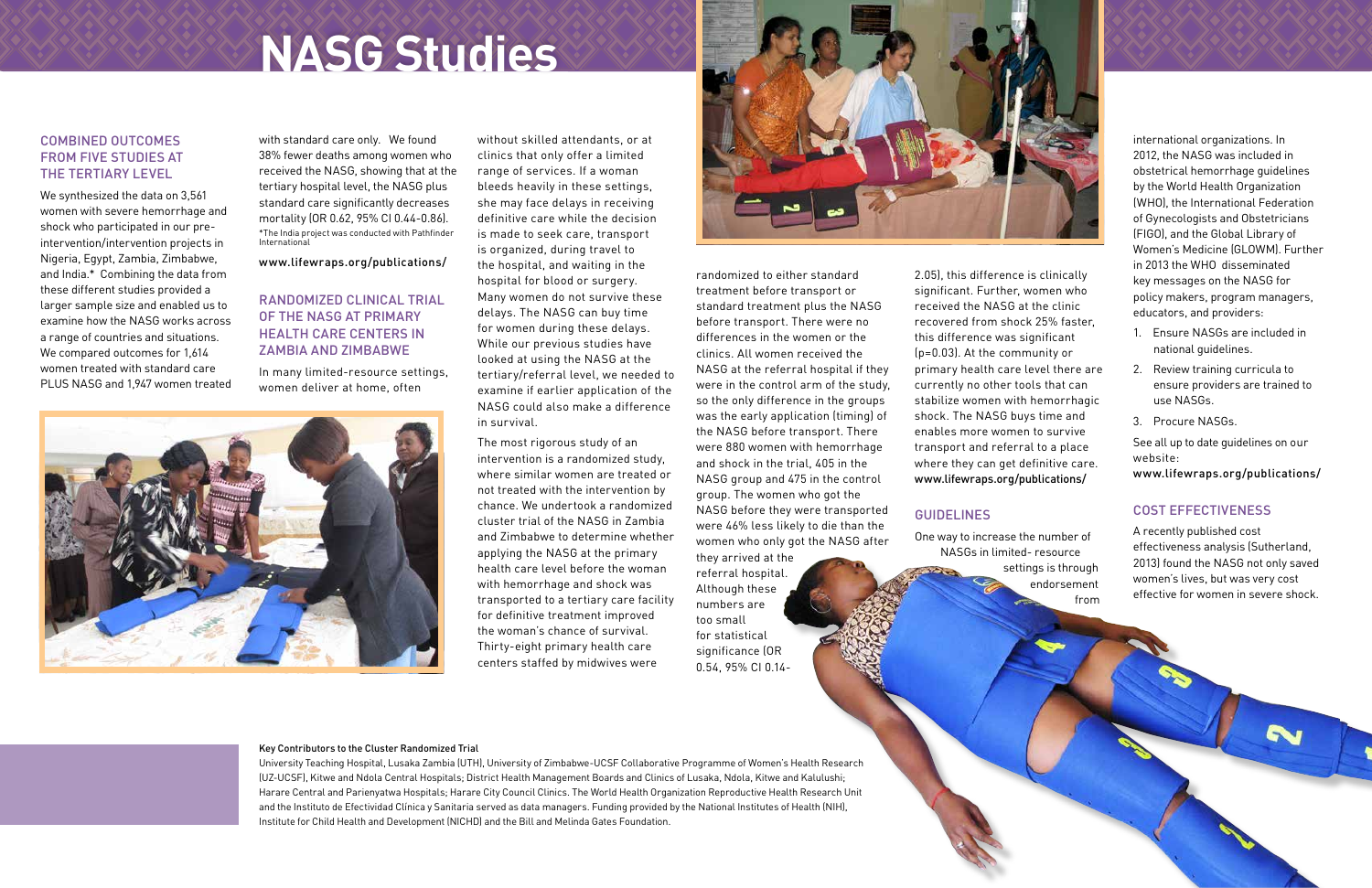# NASG Studies

## COMBINED OUTCOMES FROM FIVE STUDIES AT THE TERTIARY LEVEL

We synthesized the data on 3,561 women with severe hemorrhage and shock who participated in our pre-intervention/intervention projects in Nigeria, Egypt, Zambia, Zimbabwe, and India.* Combining the data from these different studies provided a larger sample size and enabled us to examine how the NASG works across a range of countries and situations. We compared outcomes for 1,614 women treated with standard care PLUS NASG and 1,947 women treated with standard care only. We found 38% fewer deaths among women who received the NASG, showing that at the tertiary hospital level, the NASG plus standard care significantly decreases mortality (OR 0.62, 95% CI 0.44-0.86).

*The India project was conducted with Pathfinder International

www.lifewraps.org/publications/

## RANDOMIZED CLINICAL TRIAL OF THE NASG AT PRIMARY HEALTH CARE CENTERS IN ZAMBIA AND ZIMBABWE

In many limited-resource settings, women deliver at home, often without skilled attendants, or at clinics that only offer a limited range of services. If a woman bleeds heavily in these settings, she may face delays in receiving definitive care while the decision is made to seek care, transport is organized, during travel to the hospital, and waiting in the hospital for blood or surgery. Many women do not survive these delays. The NASG can buy time for women during these delays. While our previous studies have looked at using the NASG at the tertiary/referral level, we needed to examine if earlier application of the NASG could also make a difference in survival.

The most rigorous study of an intervention is a randomized study, where similar women are treated or not treated with the intervention by chance. We undertook a randomized cluster trial of the NASG in Zambia and Zimbabwe to determine whether applying the NASG at the primary health care level before the woman with hemorrhage and shock was transported to a tertiary care facility for definitive treatment improved the woman's chance of survival. Thirty-eight primary health care centers staffed by midwives were randomized to either standard treatment before transport or standard treatment plus the NASG before transport. There were no differences in the women or the clinics. All women received the NASG at the referral hospital if they were in the control arm of the study, so the only difference in the groups was the early application (timing) of the NASG before transport. There were 880 women with hemorrhage and shock in the trial, 405 in the NASG group and 475 in the control group. The women who got the NASG before they were transported were 46% less likely to die than the women who only got the NASG after they arrived at the referral hospital. Although these numbers are too small for statistical significance (OR 0.54, 95% CI 0.14-2.05), this difference is clinically significant. Further, women who received the NASG at the clinic recovered from shock 25% faster, this difference was significant ($p=0.03$). At the community or primary health care level there are currently no other tools that can stabilize women with hemorrhagic shock. The NASG buys time and enables more women to survive transport and referral to a place where they can get definitive care.
www.lifewraps.org/publications/

## GUIDELINES

One way to increase the number of NASGs in limited- resource settings is through endorsement from international organizations. In 2012, the NASG was included in obstetrical hemorrhage guidelines by the World Health Organization (WHO), the International Federation of Gynecologists and Obstetricians (FIGO), and the Global Library of Women's Medicine (GLOWM). Further in 2013 the WHO disseminated key messages on the NASG for policy makers, program managers, educators, and providers:

1. Ensure NASGs are included in national guidelines.
2. Review training curricula to ensure providers are trained to use NASGs.
3. Procure NASGs.

See all up to date guidelines on our website:
www.lifewraps.org/publications/

## COST EFFECTIVENESS

A recently published cost effectiveness analysis (Sutherland, 2013) found the NASG not only saved women's lives, but was very cost effective for women in severe shock.

**Key Contributors to the Cluster Randomized Trial**

University Teaching Hospital, Lusaka Zambia (UTH), University of Zimbabwe-UCSF Collaborative Programme of Women's Health Research (UZ-UCSF), Kitwe and Ndola Central Hospitals; District Health Management Boards and Clinics of Lusaka, Ndola, Kitwe and Kalulushi; Harare Central and Parienyatwa Hospitals; Harare City Council Clinics. The World Health Organization Reproductive Health Research Unit and the Instituto de Efectividad Clínica y Sanitaria served as data managers. Funding provided by the National Institutes of Health (NIH), Institute for Child Health and Development (NICHD) and the Bill and Melinda Gates Foundation.